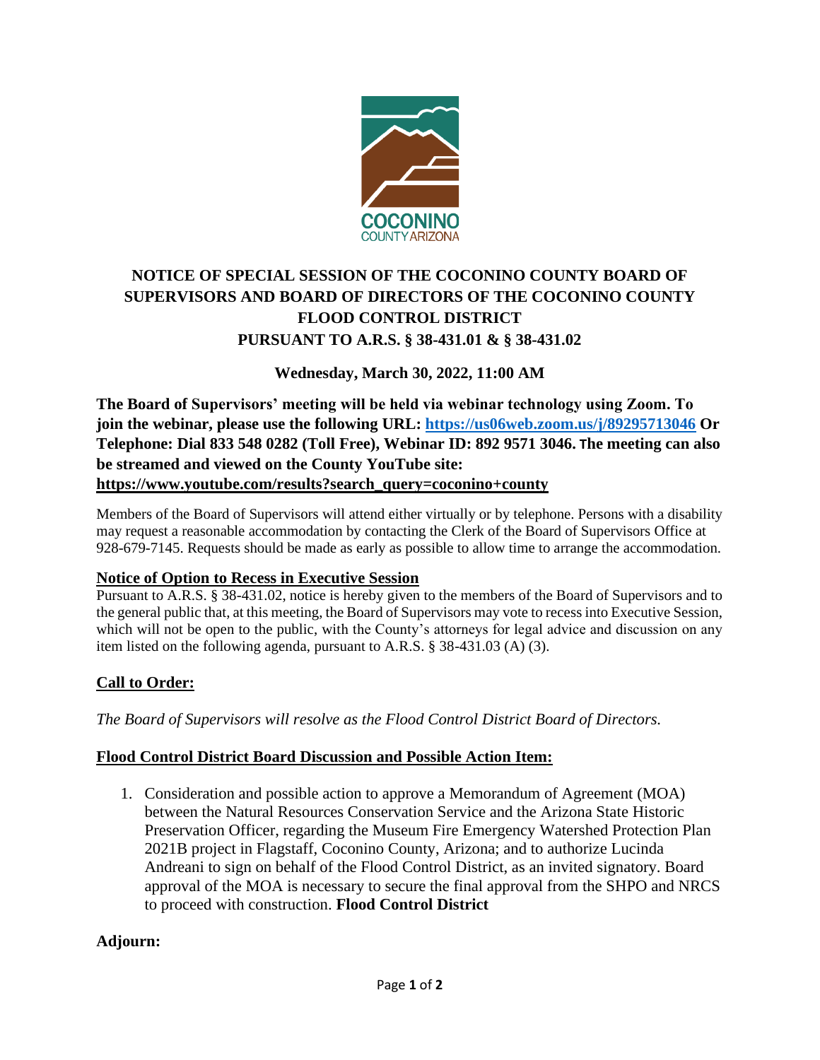# NOTICE OF SPECIAL SESSION OF THE COCONINO COUNTY BOARD OF SUPERVISORS AND BOARD OF DIRECTORS OF THE COCONINO COUNTY FLOOD CONTROL DISTRICT
## PURSUANT TO A.R.S. § 38-431.01 & § 38-431.02

**Wednesday, March 30, 2022, 11:00 AM**

**The Board of Supervisors' meeting will be held via webinar technology using Zoom. To join the webinar, please use the following URL: [https://us06web.zoom.us/j/89295713046](https://us06web.zoom.us/j/89295713046) Or Telephone: Dial 833 548 0282 (Toll Free), Webinar ID: 892 9571 3046. The meeting can also be streamed and viewed on the County YouTube site: https://www.youtube.com/results?search_query=coconino+county**

Members of the Board of Supervisors will attend either virtually or by telephone. Persons with a disability may request a reasonable accommodation by contacting the Clerk of the Board of Supervisors Office at 928-679-7145. Requests should be made as early as possible to allow time to arrange the accommodation.

### Notice of Option to Recess in Executive Session

Pursuant to A.R.S. § 38-431.02, notice is hereby given to the members of the Board of Supervisors and to the general public that, at this meeting, the Board of Supervisors may vote to recess into Executive Session, which will not be open to the public, with the County's attorneys for legal advice and discussion on any item listed on the following agenda, pursuant to A.R.S. § 38-431.03 (A) (3).

### Call to Order:

*The Board of Supervisors will resolve as the Flood Control District Board of Directors.*

### Flood Control District Board Discussion and Possible Action Item:

1. Consideration and possible action to approve a Memorandum of Agreement (MOA) between the Natural Resources Conservation Service and the Arizona State Historic Preservation Officer, regarding the Museum Fire Emergency Watershed Protection Plan 2021B project in Flagstaff, Coconino County, Arizona; and to authorize Lucinda Andreani to sign on behalf of the Flood Control District, as an invited signatory. Board approval of the MOA is necessary to secure the final approval from the SHPO and NRCS to proceed with construction. **Flood Control District**

### Adjourn: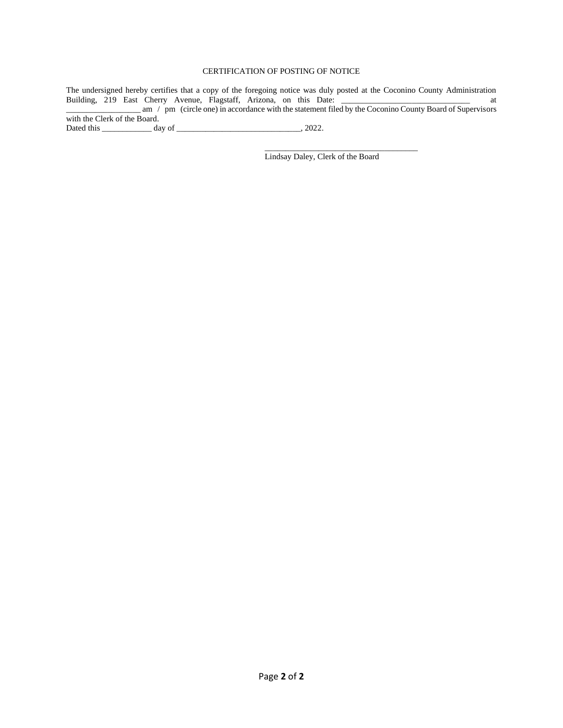CERTIFICATION OF POSTING OF NOTICE

The undersigned hereby certifies that a copy of the foregoing notice was duly posted at the Coconino County Administration Building, 219 East Cherry Avenue, Flagstaff, Arizona, on this Date: _______________________________ at __________________ am / pm (circle one) in accordance with the statement filed by the Coconino County Board of Supervisors with the Clerk of the Board.

Dated this ____________ day of ______________________________, 2022.

_____________________________________

Lindsay Daley, Clerk of the Board